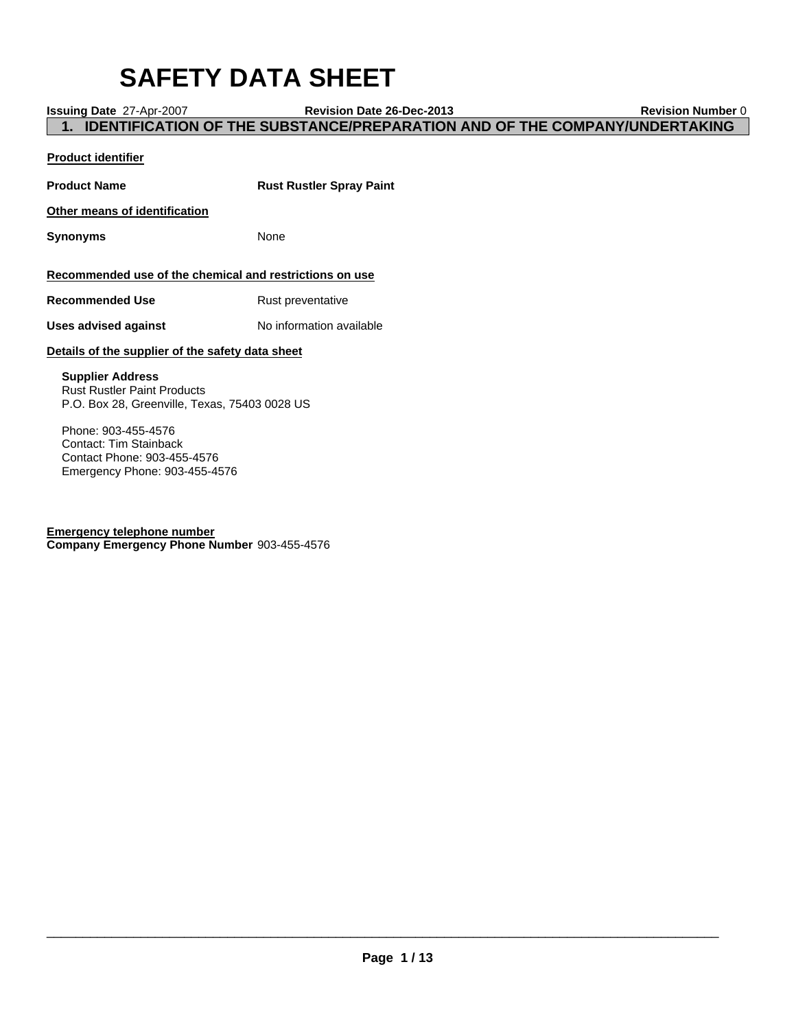# SAFETY DATA SHEET

**Issuing Date** 27-Apr-2007 **Revision Date 26-Dec-2013** **Revision Number** 0

## 1. IDENTIFICATION OF THE SUBSTANCE/PREPARATION AND OF THE COMPANY/UNDERTAKING

**Product identifier**

**Product Name** **Rust Rustler Spray Paint**

**Other means of identification**

**Synonyms** None

**Recommended use of the chemical and restrictions on use**

**Recommended Use** Rust preventative

**Uses advised against** No information available

**Details of the supplier of the safety data sheet**

**Supplier Address**
Rust Rustler Paint Products
P.O. Box 28, Greenville, Texas, 75403 0028 US

Phone: 903-455-4576
Contact: Tim Stainback
Contact Phone: 903-455-4576
Emergency Phone: 903-455-4576

**Emergency telephone number**
**Company Emergency Phone Number** 903-455-4576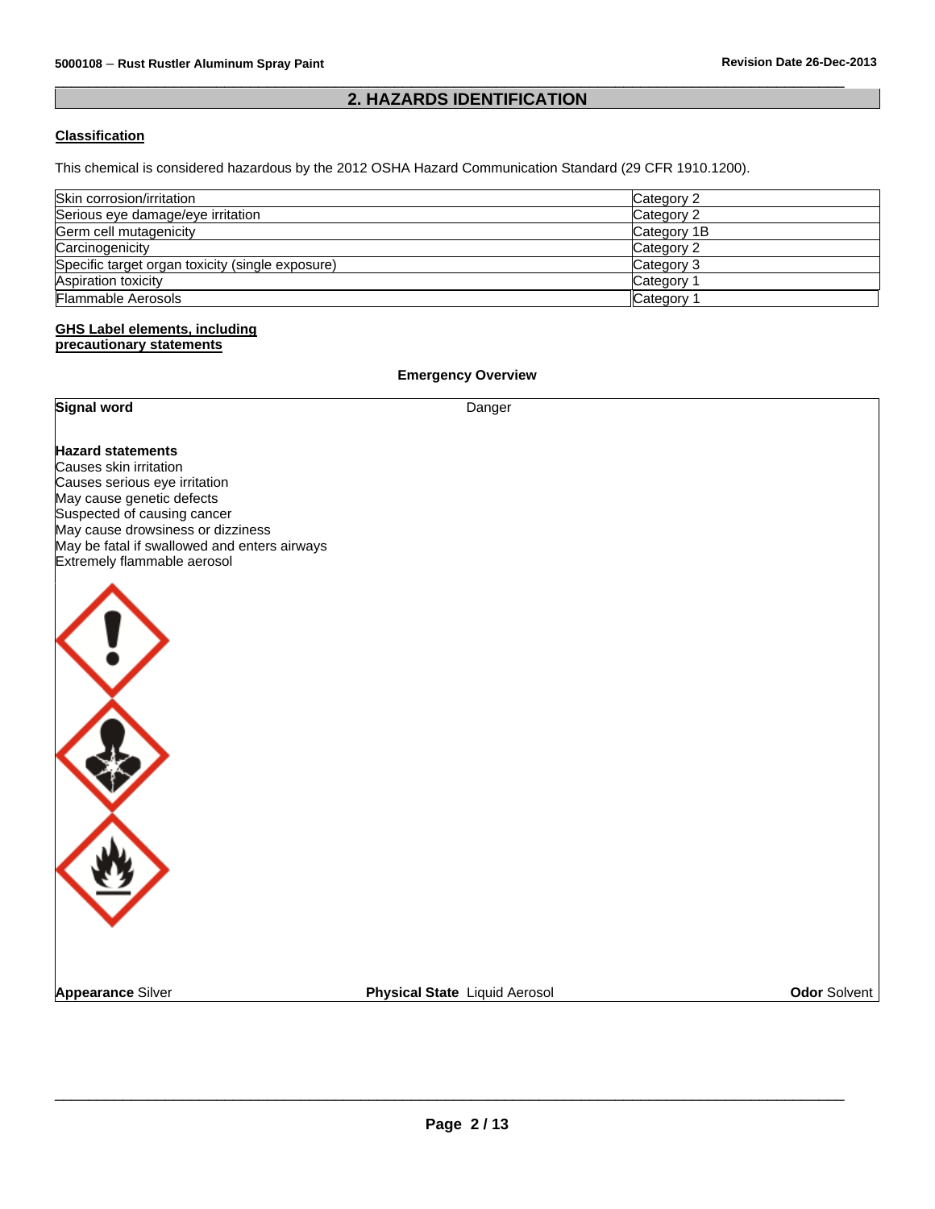## 2. HAZARDS IDENTIFICATION

### Classification

This chemical is considered hazardous by the 2012 OSHA Hazard Communication Standard (29 CFR 1910.1200).

| | |
|---|---|
| Skin corrosion/irritation | Category 2 |
| Serious eye damage/eye irritation | Category 2 |
| Germ cell mutagenicity | Category 1B |
| Carcinogenicity | Category 2 |
| Specific target organ toxicity (single exposure) | Category 3 |
| Aspiration toxicity | Category 1 |
| Flammable Aerosols | Category 1 |

### GHS Label elements, including precautionary statements

**Emergency Overview**

**Signal word** Danger

**Hazard statements**
Causes skin irritation
Causes serious eye irritation
May cause genetic defects
Suspected of causing cancer
May cause drowsiness or dizziness
May be fatal if swallowed and enters airways
Extremely flammable aerosol

**Appearance** Silver **Physical State** Liquid Aerosol **Odor** Solvent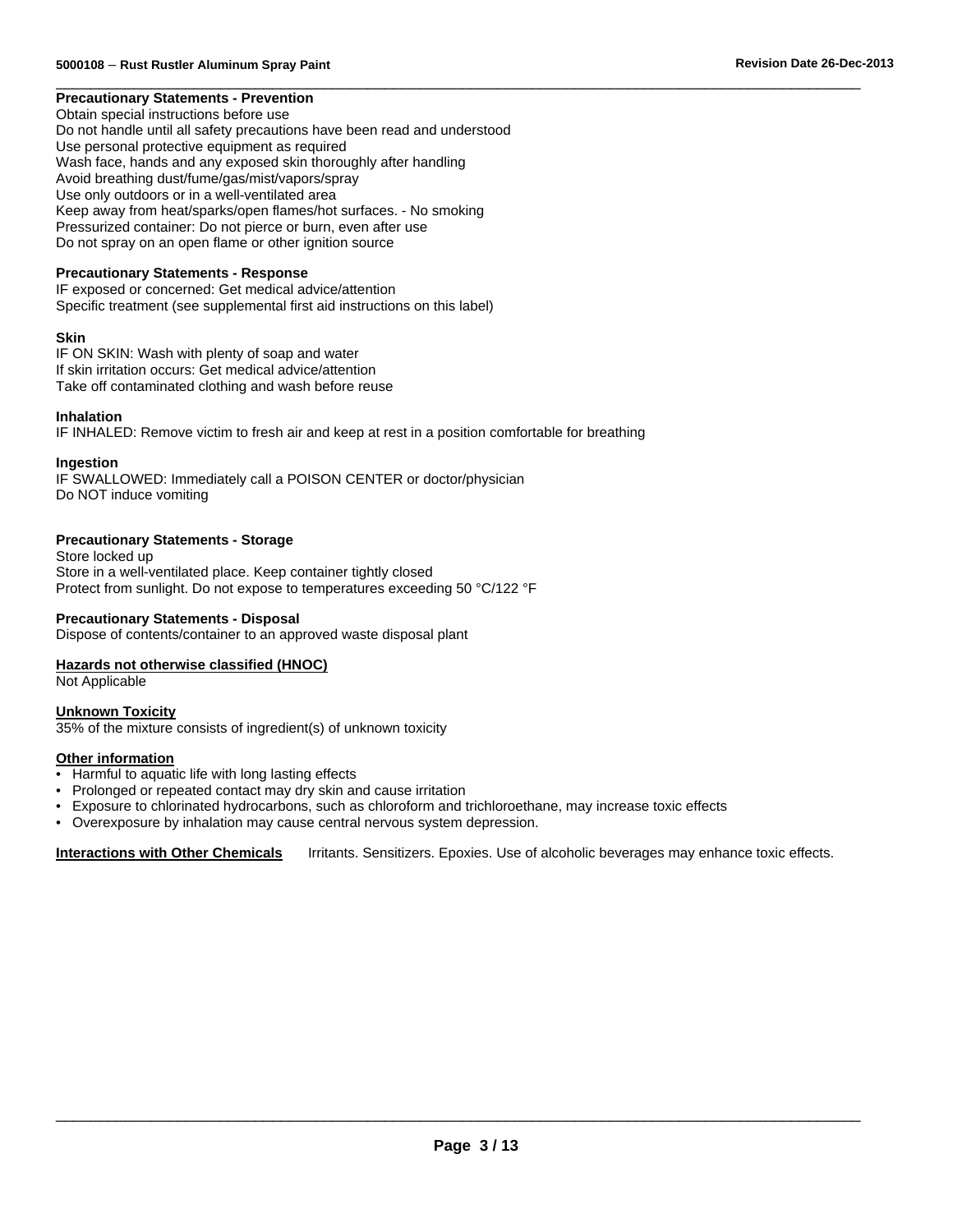**Precautionary Statements - Prevention**

Obtain special instructions before use
Do not handle until all safety precautions have been read and understood
Use personal protective equipment as required
Wash face, hands and any exposed skin thoroughly after handling
Avoid breathing dust/fume/gas/mist/vapors/spray
Use only outdoors or in a well-ventilated area
Keep away from heat/sparks/open flames/hot surfaces. - No smoking
Pressurized container: Do not pierce or burn, even after use
Do not spray on an open flame or other ignition source

**Precautionary Statements - Response**

IF exposed or concerned: Get medical advice/attention
Specific treatment (see supplemental first aid instructions on this label)

**Skin**

IF ON SKIN: Wash with plenty of soap and water
If skin irritation occurs: Get medical advice/attention
Take off contaminated clothing and wash before reuse

**Inhalation**

IF INHALED: Remove victim to fresh air and keep at rest in a position comfortable for breathing

**Ingestion**

IF SWALLOWED: Immediately call a POISON CENTER or doctor/physician
Do NOT induce vomiting

**Precautionary Statements - Storage**

Store locked up
Store in a well-ventilated place. Keep container tightly closed
Protect from sunlight. Do not expose to temperatures exceeding 50 °C/122 °F

**Precautionary Statements - Disposal**

Dispose of contents/container to an approved waste disposal plant

**Hazards not otherwise classified (HNOC)**

Not Applicable

**Unknown Toxicity**

35% of the mixture consists of ingredient(s) of unknown toxicity

**Other information**

- Harmful to aquatic life with long lasting effects
- Prolonged or repeated contact may dry skin and cause irritation
- Exposure to chlorinated hydrocarbons, such as chloroform and trichloroethane, may increase toxic effects
- Overexposure by inhalation may cause central nervous system depression.

**Interactions with Other Chemicals** Irritants. Sensitizers. Epoxies. Use of alcoholic beverages may enhance toxic effects.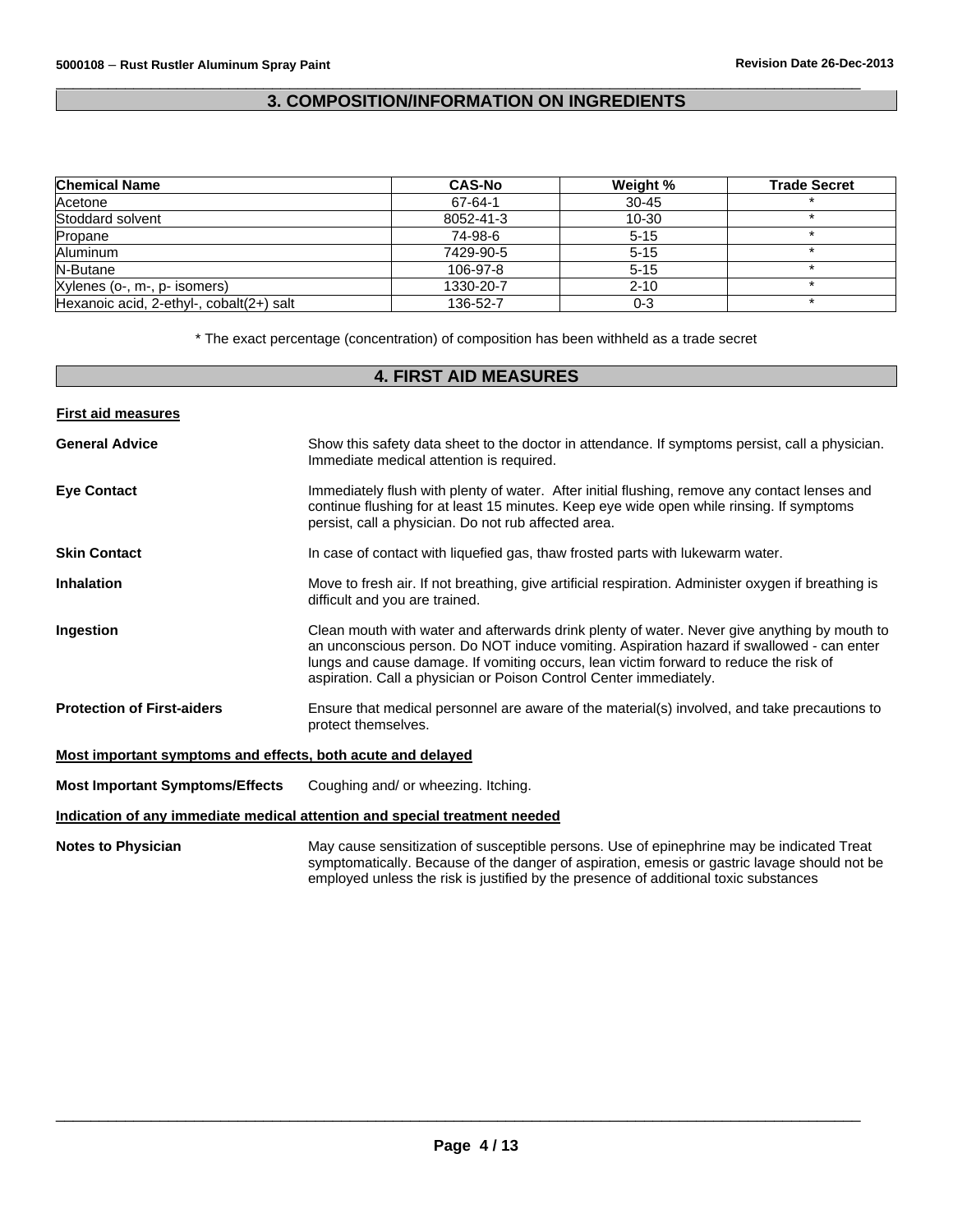## 3. COMPOSITION/INFORMATION ON INGREDIENTS

| Chemical Name | CAS-No | Weight % | Trade Secret |
|---|---|---|---|
| Acetone | 67-64-1 | 30-45 | * |
| Stoddard solvent | 8052-41-3 | 10-30 | * |
| Propane | 74-98-6 | 5-15 | * |
| Aluminum | 7429-90-5 | 5-15 | * |
| N-Butane | 106-97-8 | 5-15 | * |
| Xylenes (o-, m-, p- isomers) | 1330-20-7 | 2-10 | * |
| Hexanoic acid, 2-ethyl-, cobalt(2+) salt | 136-52-7 | 0-3 | * |

* The exact percentage (concentration) of composition has been withheld as a trade secret

## 4. FIRST AID MEASURES

**First aid measures**

**General Advice** Show this safety data sheet to the doctor in attendance. If symptoms persist, call a physician. Immediate medical attention is required.

**Eye Contact** Immediately flush with plenty of water. After initial flushing, remove any contact lenses and continue flushing for at least 15 minutes. Keep eye wide open while rinsing. If symptoms persist, call a physician. Do not rub affected area.

**Skin Contact** In case of contact with liquefied gas, thaw frosted parts with lukewarm water.

**Inhalation** Move to fresh air. If not breathing, give artificial respiration. Administer oxygen if breathing is difficult and you are trained.

**Ingestion** Clean mouth with water and afterwards drink plenty of water. Never give anything by mouth to an unconscious person. Do NOT induce vomiting. Aspiration hazard if swallowed - can enter lungs and cause damage. If vomiting occurs, lean victim forward to reduce the risk of aspiration. Call a physician or Poison Control Center immediately.

**Protection of First-aiders** Ensure that medical personnel are aware of the material(s) involved, and take precautions to protect themselves.

**Most important symptoms and effects, both acute and delayed**

**Most Important Symptoms/Effects** Coughing and/ or wheezing. Itching.

**Indication of any immediate medical attention and special treatment needed**

**Notes to Physician** May cause sensitization of susceptible persons. Use of epinephrine may be indicated Treat symptomatically. Because of the danger of aspiration, emesis or gastric lavage should not be employed unless the risk is justified by the presence of additional toxic substances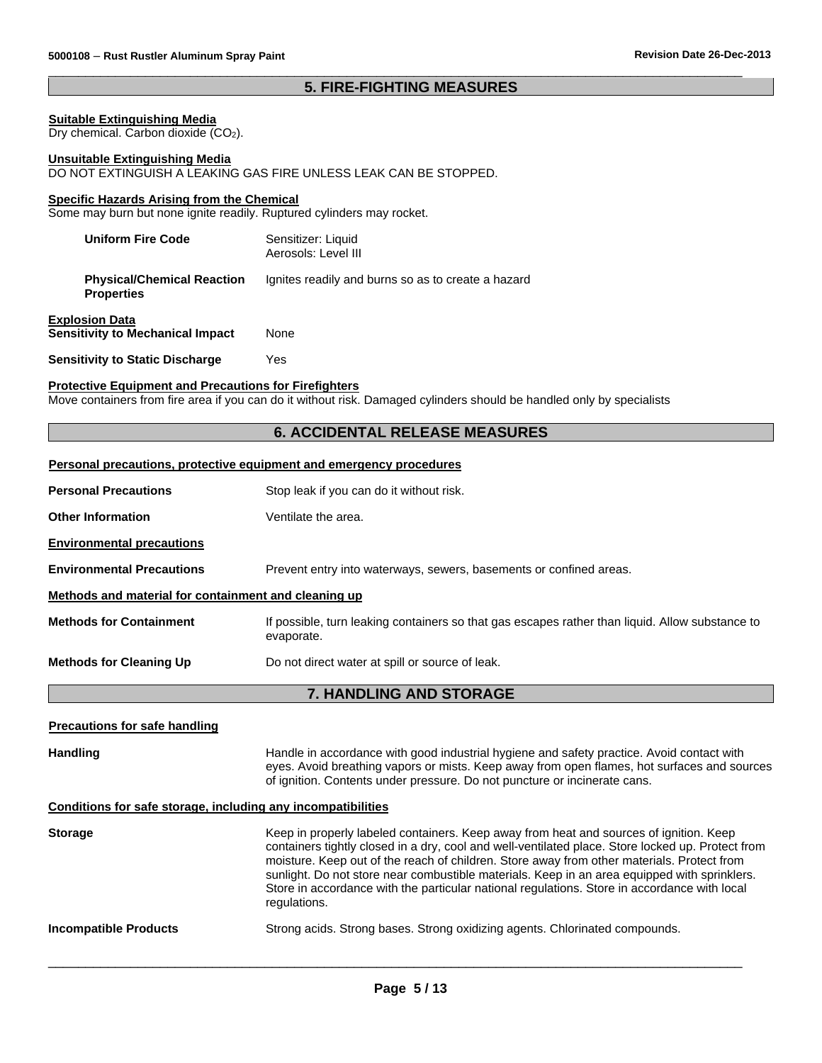## 5. FIRE-FIGHTING MEASURES

**Suitable Extinguishing Media**

Dry chemical. Carbon dioxide ($CO_2$).

**Unsuitable Extinguishing Media**

DO NOT EXTINGUISH A LEAKING GAS FIRE UNLESS LEAK CAN BE STOPPED.

**Specific Hazards Arising from the Chemical**

Some may burn but none ignite readily. Ruptured cylinders may rocket.

| | |
|---|---|
| **Uniform Fire Code** | Sensitizer: Liquid<br>Aerosols: Level III |
| **Physical/Chemical Reaction Properties** | Ignites readily and burns so as to create a hazard |

**Explosion Data**

| | |
|---|---|
| **Sensitivity to Mechanical Impact** | None |
| **Sensitivity to Static Discharge** | Yes |

**Protective Equipment and Precautions for Firefighters**

Move containers from fire area if you can do it without risk. Damaged cylinders should be handled only by specialists

## 6. ACCIDENTAL RELEASE MEASURES

**Personal precautions, protective equipment and emergency procedures**

| | |
|---|---|
| **Personal Precautions** | Stop leak if you can do it without risk. |
| **Other Information** | Ventilate the area. |

**Environmental precautions**

| | |
|---|---|
| **Environmental Precautions** | Prevent entry into waterways, sewers, basements or confined areas. |

**Methods and material for containment and cleaning up**

| | |
|---|---|
| **Methods for Containment** | If possible, turn leaking containers so that gas escapes rather than liquid. Allow substance to evaporate. |
| **Methods for Cleaning Up** | Do not direct water at spill or source of leak. |

## 7. HANDLING AND STORAGE

**Precautions for safe handling**

| | |
|---|---|
| **Handling** | Handle in accordance with good industrial hygiene and safety practice. Avoid contact with eyes. Avoid breathing vapors or mists. Keep away from open flames, hot surfaces and sources of ignition. Contents under pressure. Do not puncture or incinerate cans. |

**Conditions for safe storage, including any incompatibilities**

| | |
|---|---|
| **Storage** | Keep in properly labeled containers. Keep away from heat and sources of ignition. Keep containers tightly closed in a dry, cool and well-ventilated place. Store locked up. Protect from moisture. Keep out of the reach of children. Store away from other materials. Protect from sunlight. Do not store near combustible materials. Keep in an area equipped with sprinklers. Store in accordance with the particular national regulations. Store in accordance with local regulations. |
| **Incompatible Products** | Strong acids. Strong bases. Strong oxidizing agents. Chlorinated compounds. |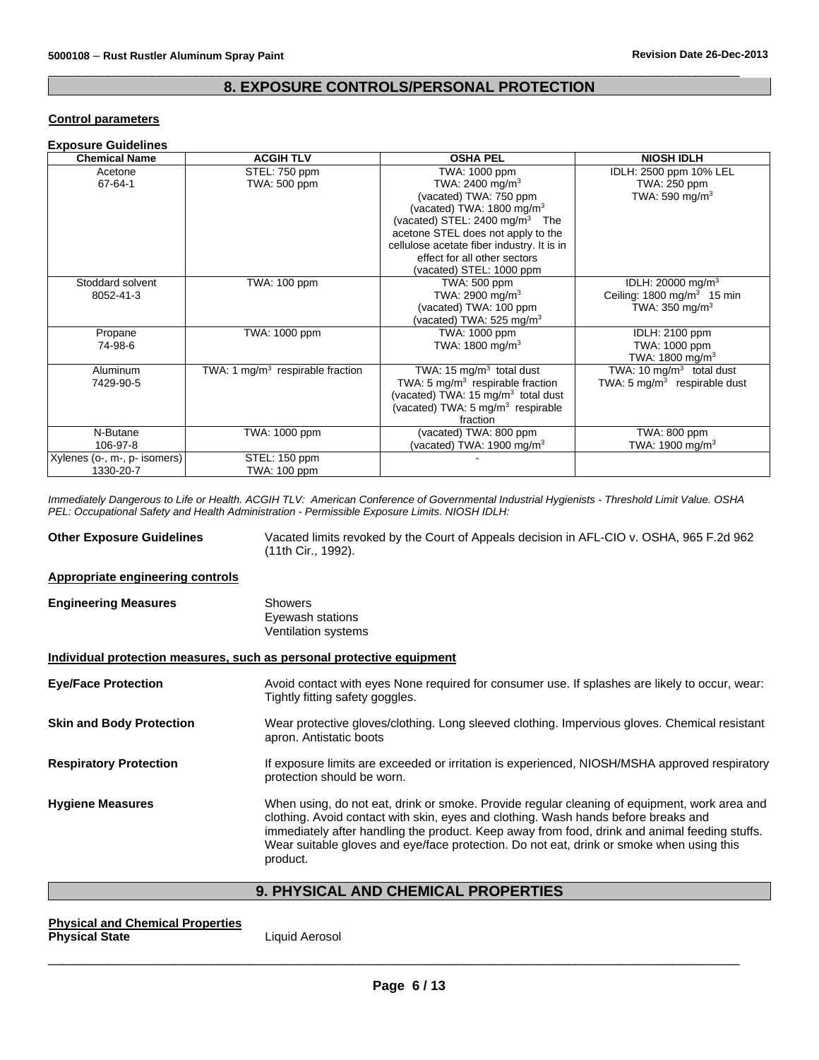## 8. EXPOSURE CONTROLS/PERSONAL PROTECTION

**Control parameters**

**Exposure Guidelines**

| Chemical Name | ACGIH TLV | OSHA PEL | NIOSH IDLH |
|---|---|---|---|
| Acetone<br>67-64-1 | STEL: 750 ppm<br>TWA: 500 ppm | TWA: 1000 ppm<br>TWA: 2400 mg/m$^3$<br>(vacated) TWA: 750 ppm<br>(vacated) TWA: 1800 mg/m$^3$<br>(vacated) STEL: 2400 mg/m$^3$ The acetone STEL does not apply to the cellulose acetate fiber industry. It is in effect for all other sectors<br>(vacated) STEL: 1000 ppm | IDLH: 2500 ppm 10% LEL<br>TWA: 250 ppm<br>TWA: 590 mg/m$^3$ |
| Stoddard solvent<br>8052-41-3 | TWA: 100 ppm | TWA: 500 ppm<br>TWA: 2900 mg/m$^3$<br>(vacated) TWA: 100 ppm<br>(vacated) TWA: 525 mg/m$^3$ | IDLH: 20000 mg/m$^3$<br>Ceiling: 1800 mg/m$^3$ 15 min<br>TWA: 350 mg/m$^3$ |
| Propane<br>74-98-6 | TWA: 1000 ppm | TWA: 1000 ppm<br>TWA: 1800 mg/m$^3$ | IDLH: 2100 ppm<br>TWA: 1000 ppm<br>TWA: 1800 mg/m$^3$ |
| Aluminum<br>7429-90-5 | TWA: 1 mg/m$^3$ respirable fraction | TWA: 15 mg/m$^3$ total dust<br>TWA: 5 mg/m$^3$ respirable fraction<br>(vacated) TWA: 15 mg/m$^3$ total dust<br>(vacated) TWA: 5 mg/m$^3$ respirable fraction | TWA: 10 mg/m$^3$ total dust<br>TWA: 5 mg/m$^3$ respirable dust |
| N-Butane<br>106-97-8 | TWA: 1000 ppm | (vacated) TWA: 800 ppm<br>(vacated) TWA: 1900 mg/m$^3$ | TWA: 800 ppm<br>TWA: 1900 mg/m$^3$ |
| Xylenes (o-, m-, p- isomers)<br>1330-20-7 | STEL: 150 ppm<br>TWA: 100 ppm | - | |

*Immediately Dangerous to Life or Health. ACGIH TLV: American Conference of Governmental Industrial Hygienists - Threshold Limit Value. OSHA PEL: Occupational Safety and Health Administration - Permissible Exposure Limits. NIOSH IDLH:*

**Other Exposure Guidelines** Vacated limits revoked by the Court of Appeals decision in AFL-CIO v. OSHA, 965 F.2d 962 (11th Cir., 1992).

**Appropriate engineering controls**

**Engineering Measures** Showers
Eyewash stations
Ventilation systems

**Individual protection measures, such as personal protective equipment**

**Eye/Face Protection** Avoid contact with eyes None required for consumer use. If splashes are likely to occur, wear: Tightly fitting safety goggles.

**Skin and Body Protection** Wear protective gloves/clothing. Long sleeved clothing. Impervious gloves. Chemical resistant apron. Antistatic boots

**Respiratory Protection** If exposure limits are exceeded or irritation is experienced, NIOSH/MSHA approved respiratory protection should be worn.

**Hygiene Measures** When using, do not eat, drink or smoke. Provide regular cleaning of equipment, work area and clothing. Avoid contact with skin, eyes and clothing. Wash hands before breaks and immediately after handling the product. Keep away from food, drink and animal feeding stuffs. Wear suitable gloves and eye/face protection. Do not eat, drink or smoke when using this product.

## 9. PHYSICAL AND CHEMICAL PROPERTIES

**Physical and Chemical Properties**

**Physical State** Liquid Aerosol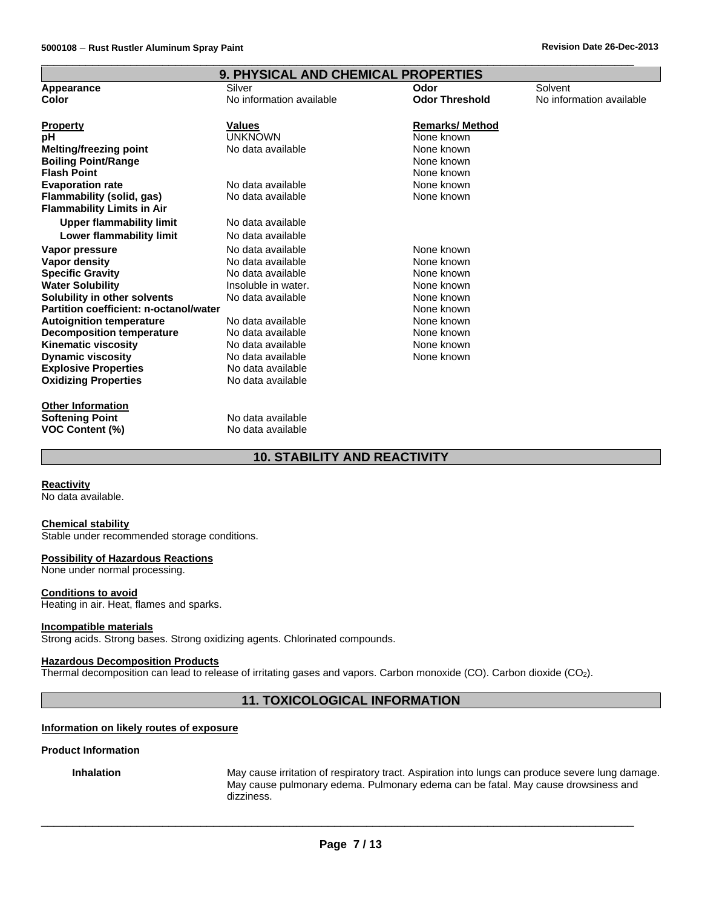## 9. PHYSICAL AND CHEMICAL PROPERTIES

| | | | |
|---|---|---|---|
| **Appearance** | Silver | **Odor** | Solvent |
| **Color** | No information available | **Odor Threshold** | No information available |

| **Property** | **Values** | **Remarks/ Method** |
|---|---|---|
| **pH** | UNKNOWN | None known |
| **Melting/freezing point** | No data available | None known |
| **Boiling Point/Range** | | None known |
| **Flash Point** | | None known |
| **Evaporation rate** | No data available | None known |
| **Flammability (solid, gas)** | No data available | None known |
| **Flammability Limits in Air** | | |
| **Upper flammability limit** | No data available | |
| **Lower flammability limit** | No data available | |
| **Vapor pressure** | No data available | None known |
| **Vapor density** | No data available | None known |
| **Specific Gravity** | No data available | None known |
| **Water Solubility** | Insoluble in water. | None known |
| **Solubility in other solvents** | No data available | None known |
| **Partition coefficient: n-octanol/water** | | None known |
| **Autoignition temperature** | No data available | None known |
| **Decomposition temperature** | No data available | None known |
| **Kinematic viscosity** | No data available | None known |
| **Dynamic viscosity** | No data available | None known |
| **Explosive Properties** | No data available | |
| **Oxidizing Properties** | No data available | |

**Other Information**

| | |
|---|---|
| **Softening Point** | No data available |
| **VOC Content (%)** | No data available |

## 10. STABILITY AND REACTIVITY

**Reactivity**
No data available.

**Chemical stability**
Stable under recommended storage conditions.

**Possibility of Hazardous Reactions**
None under normal processing.

**Conditions to avoid**
Heating in air. Heat, flames and sparks.

**Incompatible materials**
Strong acids. Strong bases. Strong oxidizing agents. Chlorinated compounds.

**Hazardous Decomposition Products**
Thermal decomposition can lead to release of irritating gases and vapors. Carbon monoxide (CO). Carbon dioxide ($CO_2$).

## 11. TOXICOLOGICAL INFORMATION

**Information on likely routes of exposure**

**Product Information**

**Inhalation** May cause irritation of respiratory tract. Aspiration into lungs can produce severe lung damage. May cause pulmonary edema. Pulmonary edema can be fatal. May cause drowsiness and dizziness.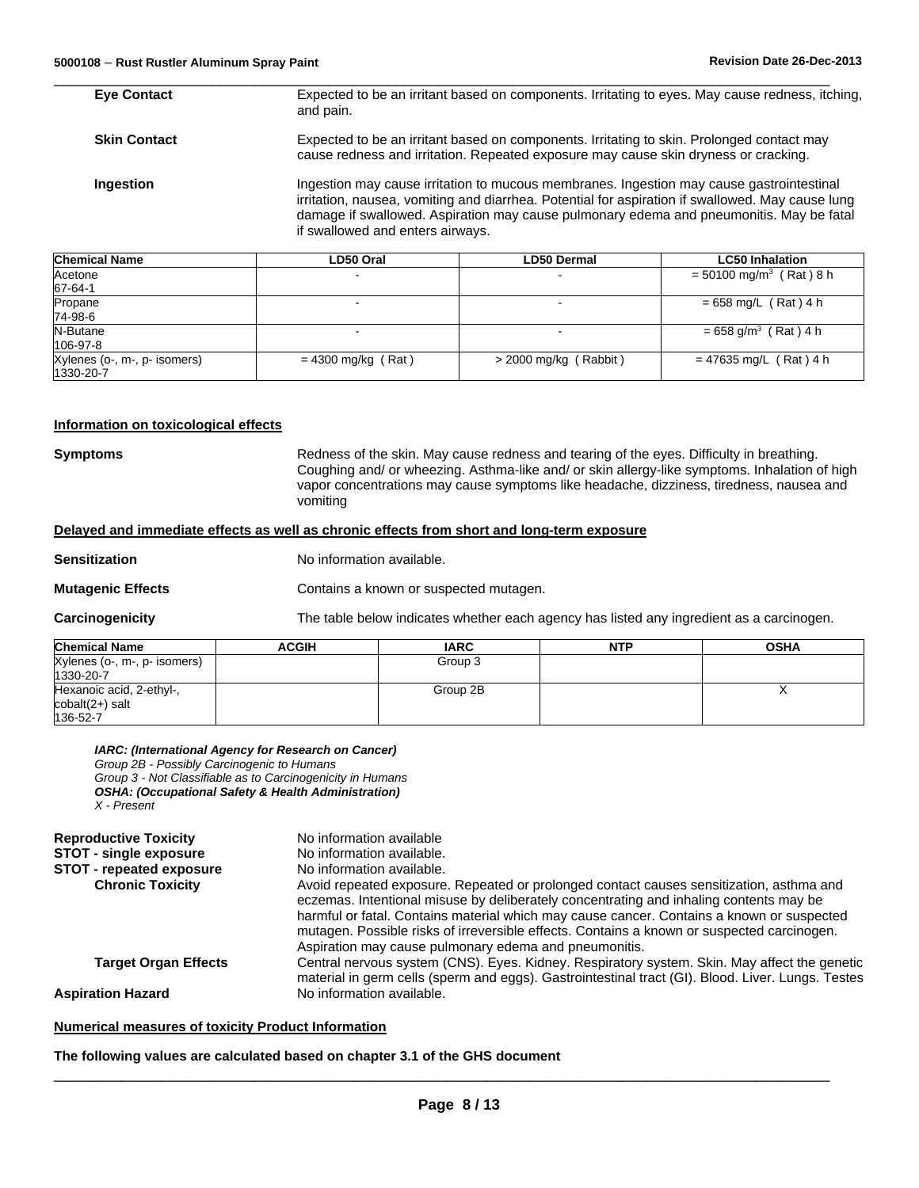| | |
|---|---|
| **Eye Contact** | Expected to be an irritant based on components. Irritating to eyes. May cause redness, itching, and pain. |
| **Skin Contact** | Expected to be an irritant based on components. Irritating to skin. Prolonged contact may cause redness and irritation. Repeated exposure may cause skin dryness or cracking. |
| **Ingestion** | Ingestion may cause irritation to mucous membranes. Ingestion may cause gastrointestinal irritation, nausea, vomiting and diarrhea. Potential for aspiration if swallowed. May cause lung damage if swallowed. Aspiration may cause pulmonary edema and pneumonitis. May be fatal if swallowed and enters airways. |

| Chemical Name | LD50 Oral | LD50 Dermal | LC50 Inhalation |
|---|---|---|---|
| Acetone<br>67-64-1 | - | - | = 50100 mg/m$^3$ ( Rat ) 8 h |
| Propane<br>74-98-6 | - | - | = 658 mg/L ( Rat ) 4 h |
| N-Butane<br>106-97-8 | - | - | = 658 g/m$^3$ ( Rat ) 4 h |
| Xylenes (o-, m-, p- isomers)<br>1330-20-7 | = 4300 mg/kg ( Rat ) | > 2000 mg/kg ( Rabbit ) | = 47635 mg/L ( Rat ) 4 h |

**Information on toxicological effects**

**Symptoms** Redness of the skin. May cause redness and tearing of the eyes. Difficulty in breathing. Coughing and/ or wheezing. Asthma-like and/ or skin allergy-like symptoms. Inhalation of high vapor concentrations may cause symptoms like headache, dizziness, tiredness, nausea and vomiting

**Delayed and immediate effects as well as chronic effects from short and long-term exposure**

**Sensitization** No information available.

**Mutagenic Effects** Contains a known or suspected mutagen.

**Carcinogenicity** The table below indicates whether each agency has listed any ingredient as a carcinogen.

| Chemical Name | ACGIH | IARC | NTP | OSHA |
|---|---|---|---|---|
| Xylenes (o-, m-, p- isomers)<br>1330-20-7 | | Group 3 | | |
| Hexanoic acid, 2-ethyl-, cobalt(2+) salt<br>136-52-7 | | Group 2B | | X |

***IARC: (International Agency for Research on Cancer)***
*Group 2B - Possibly Carcinogenic to Humans*
*Group 3 - Not Classifiable as to Carcinogenicity in Humans*
***OSHA: (Occupational Safety & Health Administration)***
*X - Present*

**Reproductive Toxicity** No information available

**STOT - single exposure** No information available.

**STOT - repeated exposure** No information available.

**Chronic Toxicity** Avoid repeated exposure. Repeated or prolonged contact causes sensitization, asthma and eczemas. Intentional misuse by deliberately concentrating and inhaling contents may be harmful or fatal. Contains material which may cause cancer. Contains a known or suspected mutagen. Possible risks of irreversible effects. Contains a known or suspected carcinogen. Aspiration may cause pulmonary edema and pneumonitis.

**Target Organ Effects** Central nervous system (CNS). Eyes. Kidney. Respiratory system. Skin. May affect the genetic material in germ cells (sperm and eggs). Gastrointestinal tract (GI). Blood. Liver. Lungs. Testes

**Aspiration Hazard** No information available.

**Numerical measures of toxicity Product Information**

**The following values are calculated based on chapter 3.1 of the GHS document**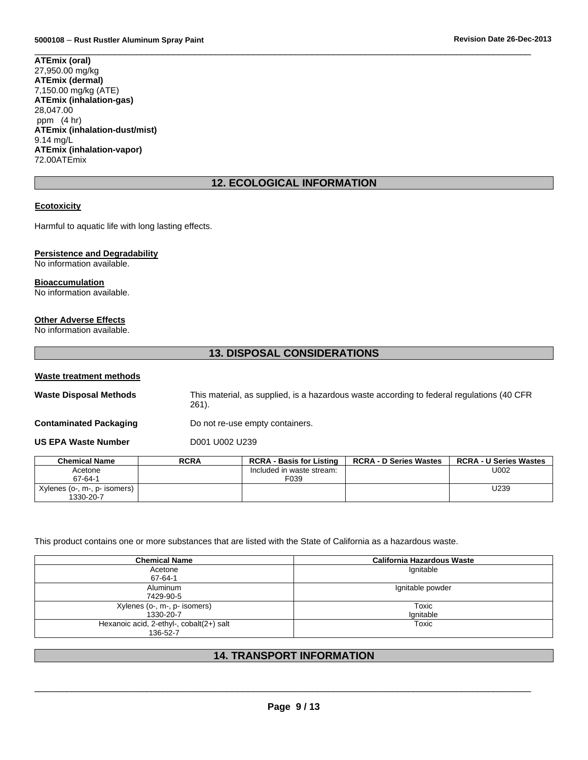**ATEmix (oral)**
27,950.00 mg/kg
**ATEmix (dermal)**
7,150.00 mg/kg (ATE)
**ATEmix (inhalation-gas)**
28,047.00
ppm (4 hr)
**ATEmix (inhalation-dust/mist)**
9.14 mg/L
**ATEmix (inhalation-vapor)**
72.00ATEmix

## 12. ECOLOGICAL INFORMATION

**Ecotoxicity**

Harmful to aquatic life with long lasting effects.

**Persistence and Degradability**
No information available.

**Bioaccumulation**
No information available.

**Other Adverse Effects**
No information available.

## 13. DISPOSAL CONSIDERATIONS

**Waste treatment methods**

**Waste Disposal Methods** This material, as supplied, is a hazardous waste according to federal regulations (40 CFR 261).

**Contaminated Packaging** Do not re-use empty containers.

**US EPA Waste Number** D001 U002 U239

| Chemical Name | RCRA | RCRA - Basis for Listing | RCRA - D Series Wastes | RCRA - U Series Wastes |
|---|---|---|---|---|
| Acetone 67-64-1 | | Included in waste stream: F039 | | U002 |
| Xylenes (o-, m-, p- isomers) 1330-20-7 | | | | U239 |

This product contains one or more substances that are listed with the State of California as a hazardous waste.

| Chemical Name | California Hazardous Waste |
|---|---|
| Acetone 67-64-1 | Ignitable |
| Aluminum 7429-90-5 | Ignitable powder |
| Xylenes (o-, m-, p- isomers) 1330-20-7 | Toxic Ignitable |
| Hexanoic acid, 2-ethyl-, cobalt(2+) salt 136-52-7 | Toxic |

## 14. TRANSPORT INFORMATION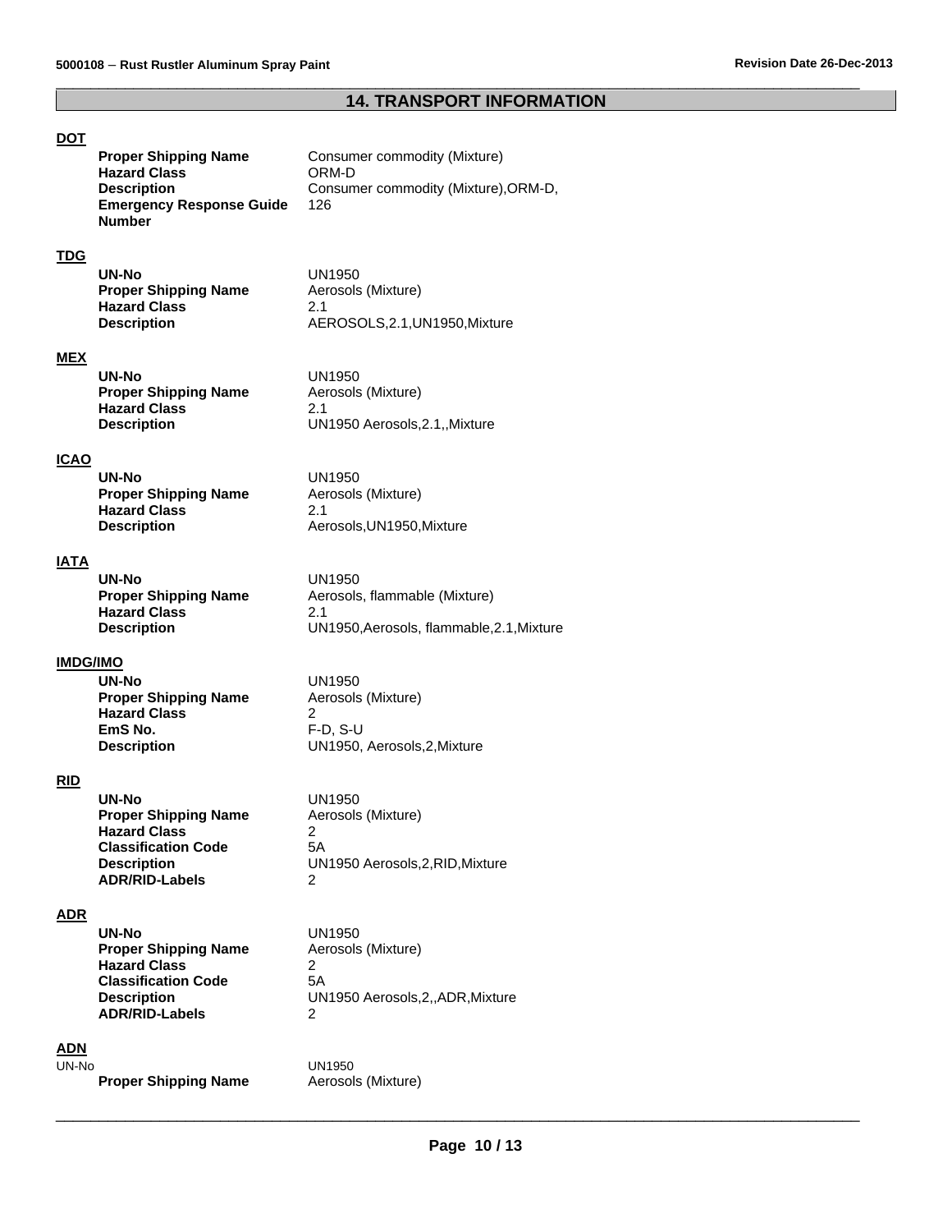## 14. TRANSPORT INFORMATION

### DOT

| | |
|---|---|
| **Proper Shipping Name** | Consumer commodity (Mixture) |
| **Hazard Class** | ORM-D |
| **Description** | Consumer commodity (Mixture),ORM-D, |
| **Emergency Response Guide Number** | 126 |

### TDG

| | |
|---|---|
| **UN-No** | UN1950 |
| **Proper Shipping Name** | Aerosols (Mixture) |
| **Hazard Class** | 2.1 |
| **Description** | AEROSOLS,2.1,UN1950,Mixture |

### MEX

| | |
|---|---|
| **UN-No** | UN1950 |
| **Proper Shipping Name** | Aerosols (Mixture) |
| **Hazard Class** | 2.1 |
| **Description** | UN1950 Aerosols,2.1,,Mixture |

### ICAO

| | |
|---|---|
| **UN-No** | UN1950 |
| **Proper Shipping Name** | Aerosols (Mixture) |
| **Hazard Class** | 2.1 |
| **Description** | Aerosols,UN1950,Mixture |

### IATA

| | |
|---|---|
| **UN-No** | UN1950 |
| **Proper Shipping Name** | Aerosols, flammable (Mixture) |
| **Hazard Class** | 2.1 |
| **Description** | UN1950,Aerosols, flammable,2.1,Mixture |

### IMDG/IMO

| | |
|---|---|
| **UN-No** | UN1950 |
| **Proper Shipping Name** | Aerosols (Mixture) |
| **Hazard Class** | 2 |
| **EmS No.** | F-D, S-U |
| **Description** | UN1950, Aerosols,2,Mixture |

### RID

| | |
|---|---|
| **UN-No** | UN1950 |
| **Proper Shipping Name** | Aerosols (Mixture) |
| **Hazard Class** | 2 |
| **Classification Code** | 5A |
| **Description** | UN1950 Aerosols,2,RID,Mixture |
| **ADR/RID-Labels** | 2 |

### ADR

| | |
|---|---|
| **UN-No** | UN1950 |
| **Proper Shipping Name** | Aerosols (Mixture) |
| **Hazard Class** | 2 |
| **Classification Code** | 5A |
| **Description** | UN1950 Aerosols,2,,ADR,Mixture |
| **ADR/RID-Labels** | 2 |

### ADN

| | |
|---|---|
| UN-No | UN1950 |
| **Proper Shipping Name** | Aerosols (Mixture) |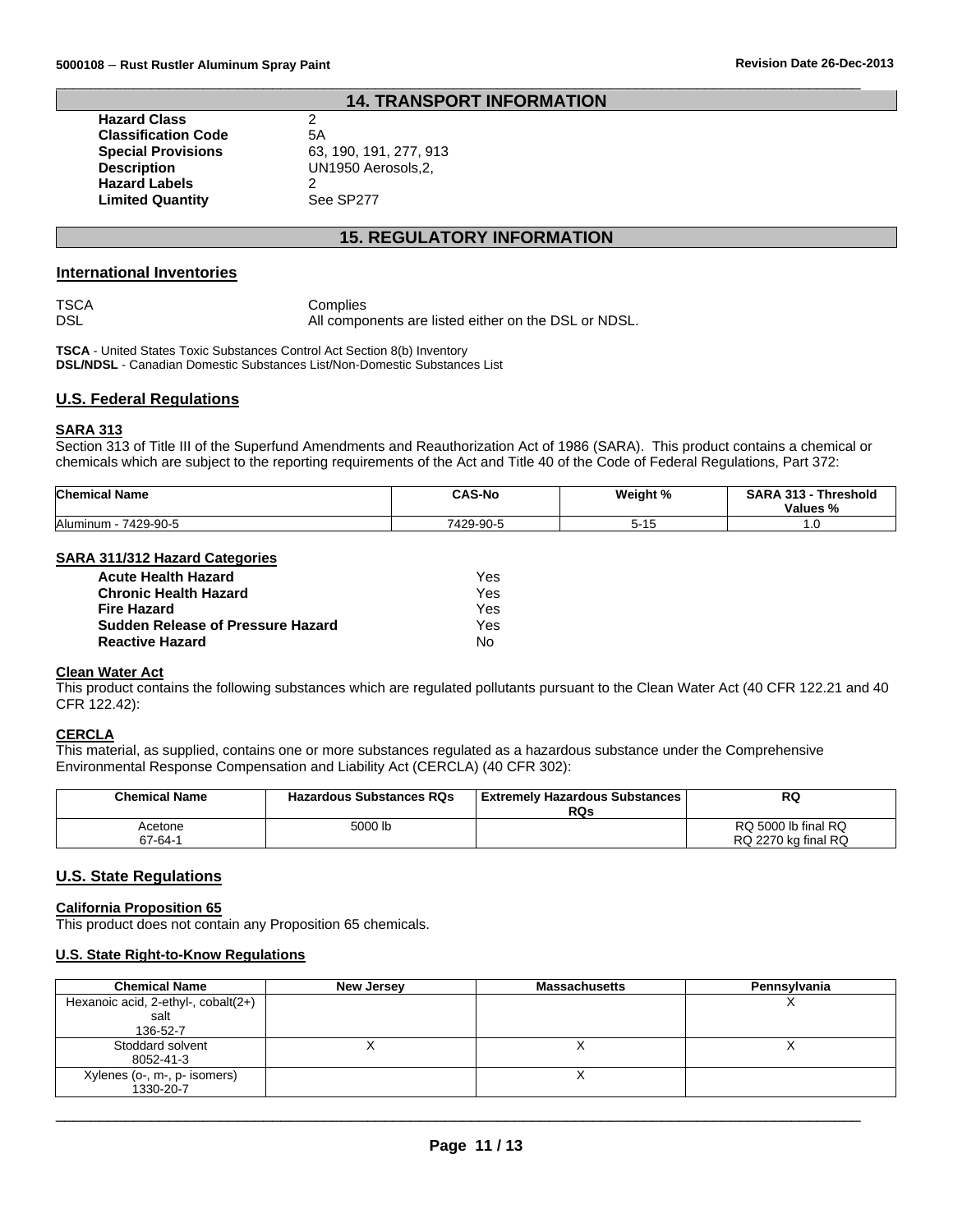## 14. TRANSPORT INFORMATION

**Hazard Class** 2
**Classification Code** 5A
**Special Provisions** 63, 190, 191, 277, 913
**Description** UN1950 Aerosols,2,
**Hazard Labels** 2
**Limited Quantity** See SP277

## 15. REGULATORY INFORMATION

### International Inventories

TSCA Complies
DSL All components are listed either on the DSL or NDSL.

**TSCA** - United States Toxic Substances Control Act Section 8(b) Inventory
**DSL/NDSL** - Canadian Domestic Substances List/Non-Domestic Substances List

### U.S. Federal Regulations

#### SARA 313

Section 313 of Title III of the Superfund Amendments and Reauthorization Act of 1986 (SARA). This product contains a chemical or chemicals which are subject to the reporting requirements of the Act and Title 40 of the Code of Federal Regulations, Part 372:

| Chemical Name | CAS-No | Weight % | SARA 313 - Threshold Values % |
|---|---|---|---|
| Aluminum - 7429-90-5 | 7429-90-5 | 5-15 | 1.0 |

#### SARA 311/312 Hazard Categories

| | |
|---|---|
| **Acute Health Hazard** | Yes |
| **Chronic Health Hazard** | Yes |
| **Fire Hazard** | Yes |
| **Sudden Release of Pressure Hazard** | Yes |
| **Reactive Hazard** | No |

#### Clean Water Act

This product contains the following substances which are regulated pollutants pursuant to the Clean Water Act (40 CFR 122.21 and 40 CFR 122.42):

#### CERCLA

This material, as supplied, contains one or more substances regulated as a hazardous substance under the Comprehensive Environmental Response Compensation and Liability Act (CERCLA) (40 CFR 302):

| Chemical Name | Hazardous Substances RQs | Extremely Hazardous Substances RQs | RQ |
|---|---|---|---|
| Acetone 67-64-1 | 5000 lb | | RQ 5000 lb final RQ RQ 2270 kg final RQ |

### U.S. State Regulations

#### California Proposition 65

This product does not contain any Proposition 65 chemicals.

#### U.S. State Right-to-Know Regulations

| Chemical Name | New Jersey | Massachusetts | Pennsylvania |
|---|---|---|---|
| Hexanoic acid, 2-ethyl-, cobalt(2+) salt 136-52-7 | | | X |
| Stoddard solvent 8052-41-3 | X | X | X |
| Xylenes (o-, m-, p- isomers) 1330-20-7 | | X | |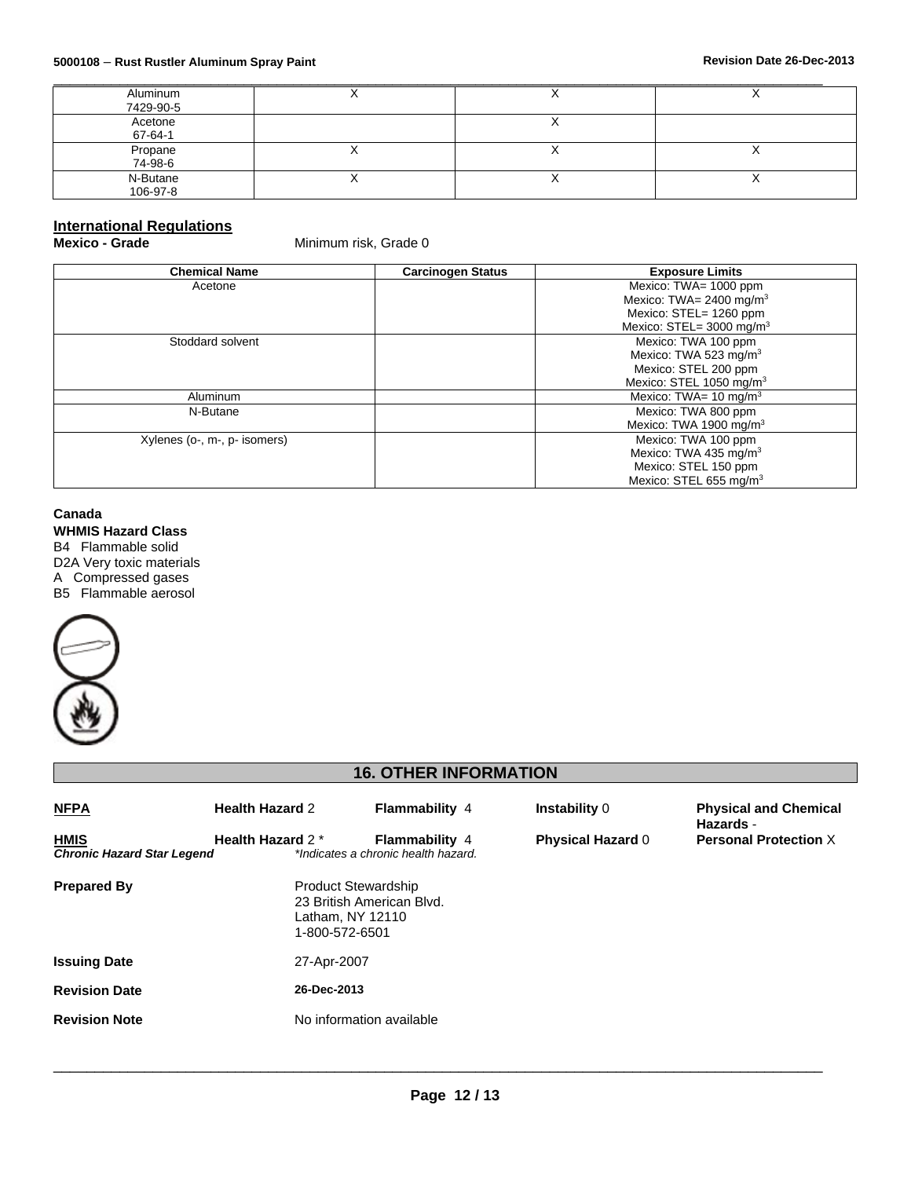| | | | |
|---|---|---|---|
| Aluminum 7429-90-5 | X | X | X |
| Acetone 67-64-1 | | X | |
| Propane 74-98-6 | X | X | X |
| N-Butane 106-97-8 | X | X | X |

## International Regulations

**Mexico - Grade** Minimum risk, Grade 0

| Chemical Name | Carcinogen Status | Exposure Limits |
|---|---|---|
| Acetone | | Mexico: TWA= 1000 ppm<br>Mexico: TWA= 2400 mg/m$^3$<br>Mexico: STEL= 1260 ppm<br>Mexico: STEL= 3000 mg/m$^3$ |
| Stoddard solvent | | Mexico: TWA 100 ppm<br>Mexico: TWA 523 mg/m$^3$<br>Mexico: STEL 200 ppm<br>Mexico: STEL 1050 mg/m$^3$ |
| Aluminum | | Mexico: TWA= 10 mg/m$^3$ |
| N-Butane | | Mexico: TWA 800 ppm<br>Mexico: TWA 1900 mg/m$^3$ |
| Xylenes (o-, m-, p- isomers) | | Mexico: TWA 100 ppm<br>Mexico: TWA 435 mg/m$^3$<br>Mexico: STEL 150 ppm<br>Mexico: STEL 655 mg/m$^3$ |

**Canada**

**WHMIS Hazard Class**

B4 Flammable solid
D2A Very toxic materials
A Compressed gases
B5 Flammable aerosol

## 16. OTHER INFORMATION

| | | | | |
|---|---|---|---|---|
| **NFPA** | **Health Hazard** 2 | **Flammability** 4 | **Instability** 0 | **Physical and Chemical Hazards** - |
| **HMIS** | **Health Hazard** 2 * | **Flammability** 4 | **Physical Hazard** 0 | **Personal Protection** X |

***Chronic Hazard Star Legend*** *\*Indicates a chronic health hazard.*

**Prepared By** Product Stewardship
23 British American Blvd.
Latham, NY 12110
1-800-572-6501

**Issuing Date** 27-Apr-2007

**Revision Date** **26-Dec-2013**

**Revision Note** No information available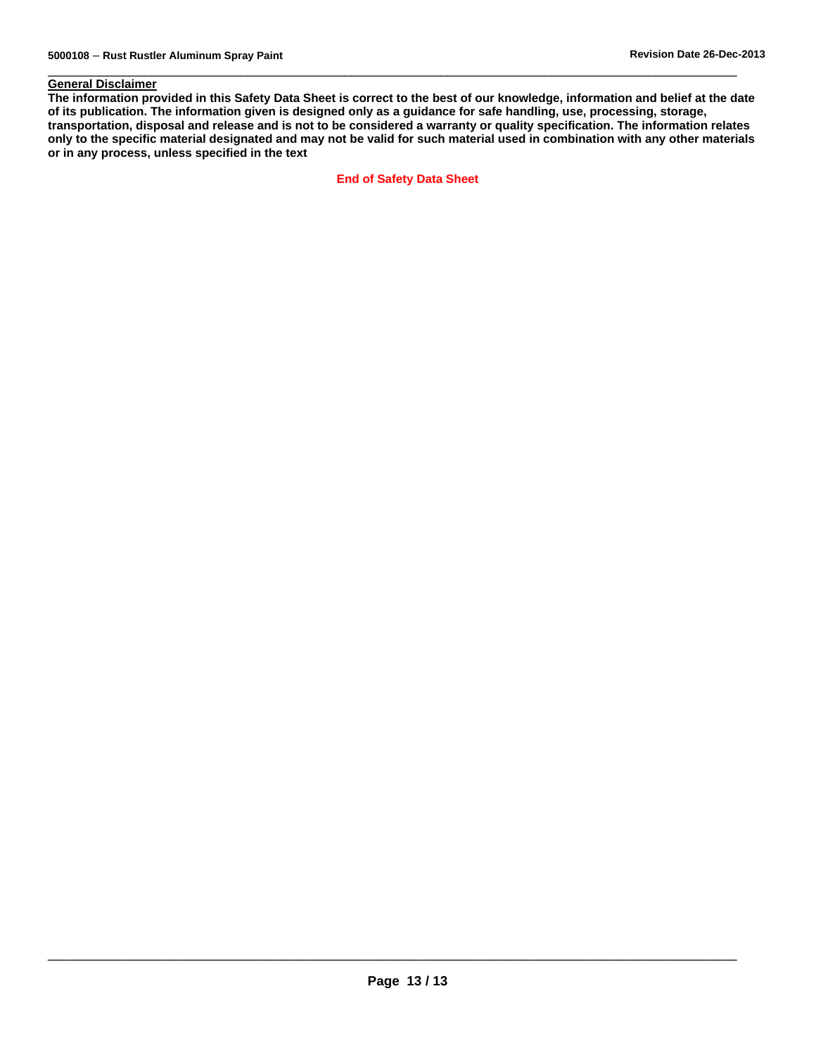**General Disclaimer**

**The information provided in this Safety Data Sheet is correct to the best of our knowledge, information and belief at the date of its publication. The information given is designed only as a guidance for safe handling, use, processing, storage, transportation, disposal and release and is not to be considered a warranty or quality specification. The information relates only to the specific material designated and may not be valid for such material used in combination with any other materials or in any process, unless specified in the text**

**End of Safety Data Sheet**